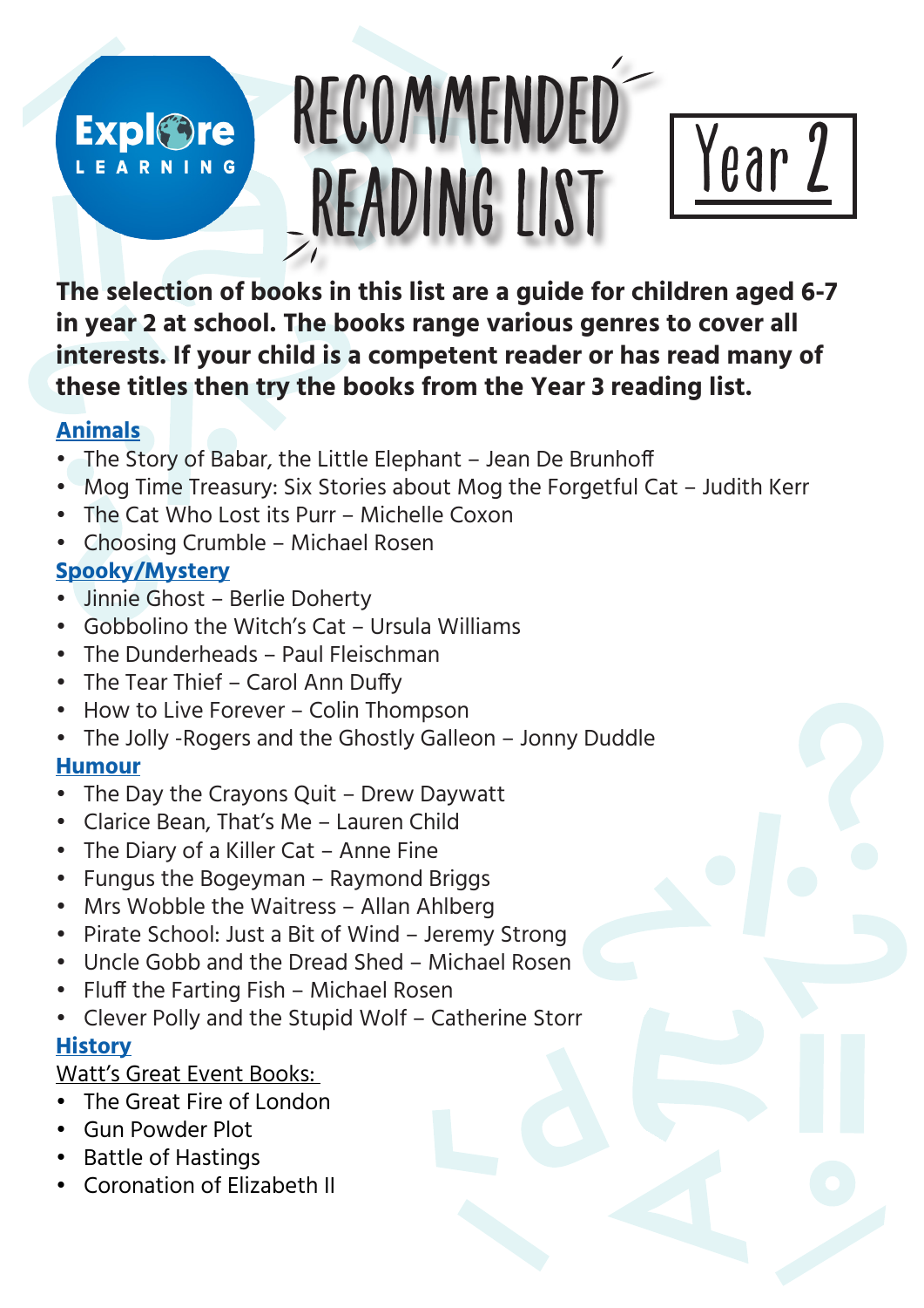# Recommended Reading List

## Year 2

**The selection of books in this list are a guide for children aged 6-7 in year 2 at school. The books range various genres to cover all interests. If your child is a competent reader or has read many of these titles then try the books from the Year 3 reading list.**

### Animals

- The Story of Babar, the Little Elephant – Jean De Brunhoff
- Mog Time Treasury: Six Stories about Mog the Forgetful Cat – Judith Kerr
- The Cat Who Lost its Purr – Michelle Coxon
- Choosing Crumble – Michael Rosen

### Spooky/Mystery

- Jinnie Ghost – Berlie Doherty
- Gobbolino the Witch's Cat – Ursula Williams
- The Dunderheads – Paul Fleischman
- The Tear Thief – Carol Ann Duffy
- How to Live Forever – Colin Thompson
- The Jolly -Rogers and the Ghostly Galleon – Jonny Duddle

### Humour

- The Day the Crayons Quit – Drew Daywatt
- Clarice Bean, That's Me – Lauren Child
- The Diary of a Killer Cat – Anne Fine
- Fungus the Bogeyman – Raymond Briggs
- Mrs Wobble the Waitress – Allan Ahlberg
- Pirate School: Just a Bit of Wind – Jeremy Strong
- Uncle Gobb and the Dread Shed – Michael Rosen
- Fluff the Farting Fish – Michael Rosen
- Clever Polly and the Stupid Wolf – Catherine Storr

### History

Watt's Great Event Books:

- The Great Fire of London
- Gun Powder Plot
- Battle of Hastings
- Coronation of Elizabeth II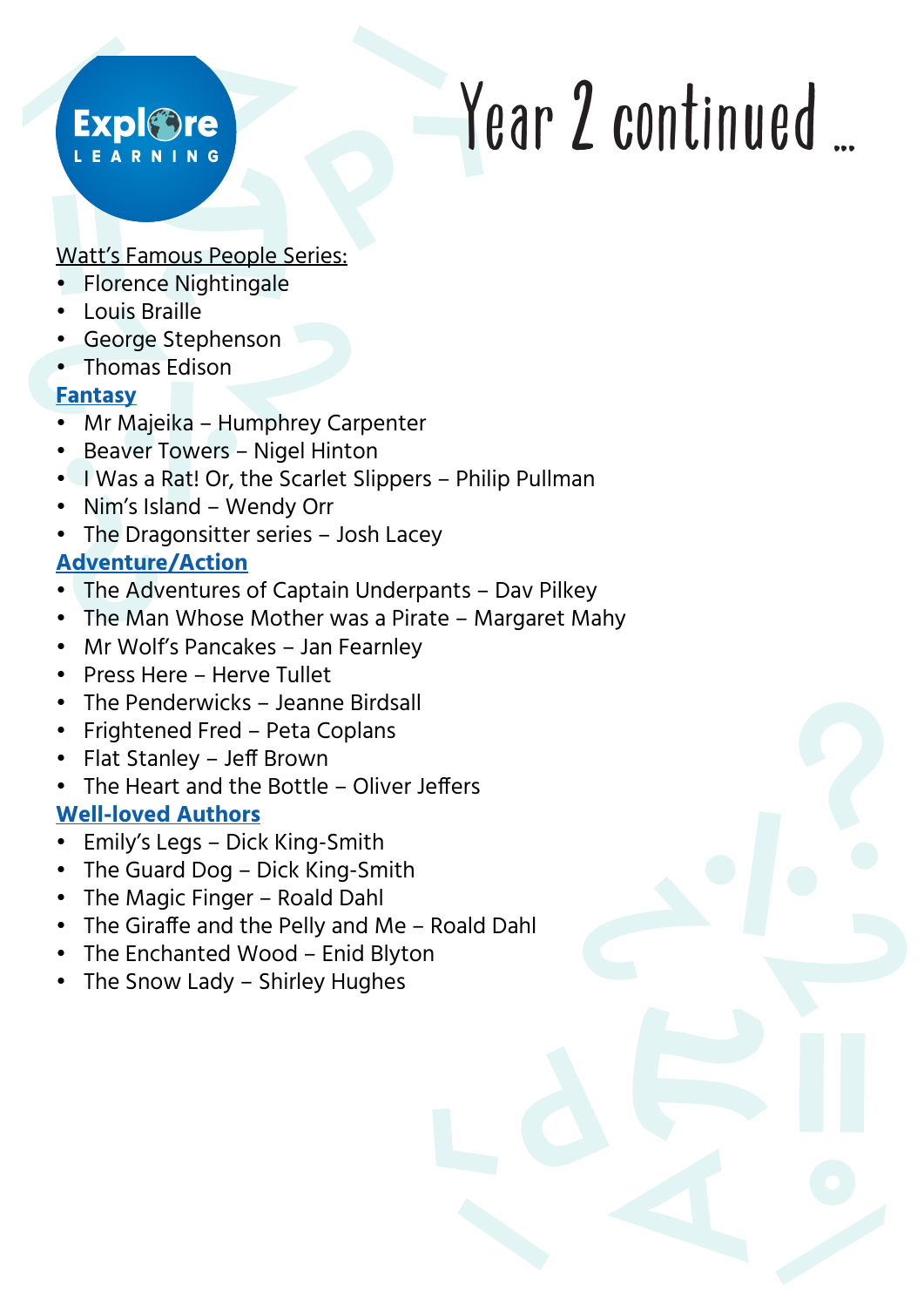# Year 2 continued …

Watt's Famous People Series:

- Florence Nightingale
- Louis Braille
- George Stephenson
- Thomas Edison

**Fantasy**

- Mr Majeika – Humphrey Carpenter
- Beaver Towers – Nigel Hinton
- I Was a Rat! Or, the Scarlet Slippers – Philip Pullman
- Nim's Island – Wendy Orr
- The Dragonsitter series – Josh Lacey

**Adventure/Action**

- The Adventures of Captain Underpants – Dav Pilkey
- The Man Whose Mother was a Pirate – Margaret Mahy
- Mr Wolf's Pancakes – Jan Fearnley
- Press Here – Herve Tullet
- The Penderwicks – Jeanne Birdsall
- Frightened Fred – Peta Coplans
- Flat Stanley – Jeff Brown
- The Heart and the Bottle – Oliver Jeffers

**Well-loved Authors**

- Emily's Legs – Dick King-Smith
- The Guard Dog – Dick King-Smith
- The Magic Finger – Roald Dahl
- The Giraffe and the Pelly and Me – Roald Dahl
- The Enchanted Wood – Enid Blyton
- The Snow Lady – Shirley Hughes